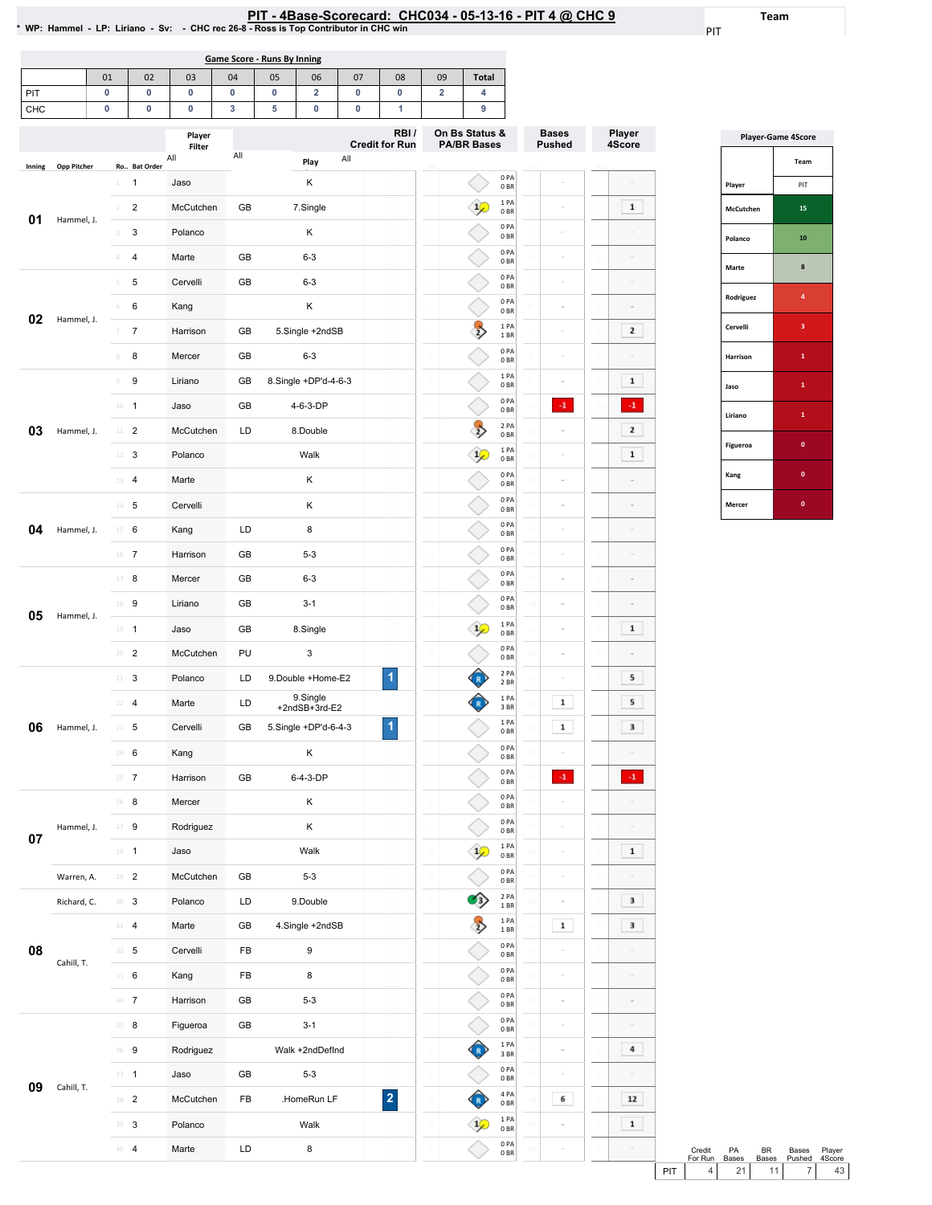# PIT - 4Base-Scorecard: CHC034 - 05-13-16 - PIT 4 @ CHC 9

* WP: Hammel - LP: Liriano - Sv: - CHC rec 26-8 - Ross is Top Contributor in CHC win

Team: PIT

## Game Score - Runs By Inning

| | 01 | 02 | 03 | 04 | 05 | 06 | 07 | 08 | 09 | Total |
|---|---|---|---|---|---|---|---|---|---|---|
| PIT | 0 | 0 | 0 | 0 | 0 | 2 | 0 | 0 | 2 | 4 |
| CHC | 0 | 0 | 0 | 3 | 5 | 0 | 0 | 1 | | 9 |

| Inning | Opp Pitcher | Ro.. | Bat Order | Player | | Play | RBI / Credit for Run | On Bs Status & PA/BR Bases | Bases Pushed | Player 4Score |
|---|---|---|---|---|---|---|---|---|---|---|
| 01 | Hammel, J. | 1 | 1 | Jaso | | K | | 0 PA 0 BR | - | - |
| | | 2 | 2 | McCutchen | GB | 7.Single | | 1 PA 0 BR | - | 1 |
| | | 3 | 3 | Polanco | | K | | 0 PA 0 BR | - | - |
| | | 4 | 4 | Marte | GB | 6-3 | | 0 PA 0 BR | - | - |
| 02 | Hammel, J. | 5 | 5 | Cervelli | GB | 6-3 | | 0 PA 0 BR | - | - |
| | | 6 | 6 | Kang | | K | | 0 PA 0 BR | - | - |
| | | 7 | 7 | Harrison | GB | 5.Single +2ndSB | | 1 PA 1 BR | - | 2 |
| | | 8 | 8 | Mercer | GB | 6-3 | | 0 PA 0 BR | - | - |
| 03 | Hammel, J. | 9 | 9 | Liriano | GB | 8.Single +DP'd-4-6-3 | | 1 PA 0 BR | - | 1 |
| | | 10 | 1 | Jaso | GB | 4-6-3-DP | | 0 PA 0 BR | -1 | -1 |
| | | 11 | 2 | McCutchen | LD | 8.Double | | 2 PA 0 BR | - | 2 |
| | | 12 | 3 | Polanco | | Walk | | 1 PA 0 BR | - | 1 |
| | | 13 | 4 | Marte | | K | | 0 PA 0 BR | - | - |
| 04 | Hammel, J. | 14 | 5 | Cervelli | | K | | 0 PA 0 BR | - | - |
| | | 15 | 6 | Kang | LD | 8 | | 0 PA 0 BR | - | - |
| | | 16 | 7 | Harrison | GB | 5-3 | | 0 PA 0 BR | - | - |
| 05 | Hammel, J. | 17 | 8 | Mercer | GB | 6-3 | | 0 PA 0 BR | - | - |
| | | 18 | 9 | Liriano | GB | 3-1 | | 0 PA 0 BR | - | - |
| | | 19 | 1 | Jaso | GB | 8.Single | | 1 PA 0 BR | - | 1 |
| | | 20 | 2 | McCutchen | PU | 3 | | 0 PA 0 BR | - | - |
| 06 | Hammel, J. | 21 | 3 | Polanco | LD | 9.Double +Home-E2 | 1 | 2 PA 2 BR | - | 5 |
| | | 22 | 4 | Marte | LD | 9.Single +2ndSB+3rd-E2 | | 1 PA 3 BR | 1 | 5 |
| | | 23 | 5 | Cervelli | GB | 5.Single +DP'd-6-4-3 | 1 | 1 PA 0 BR | 1 | 3 |
| | | 24 | 6 | Kang | | K | | 0 PA 0 BR | - | - |
| | | 25 | 7 | Harrison | GB | 6-4-3-DP | | 0 PA 0 BR | -1 | -1 |
| 07 | Hammel, J. | 26 | 8 | Mercer | | K | | 0 PA 0 BR | - | - |
| | | 27 | 9 | Rodriguez | | K | | 0 PA 0 BR | - | - |
| | | 28 | 1 | Jaso | | Walk | | 1 PA 0 BR | - | 1 |
| | Warren, A. | 29 | 2 | McCutchen | GB | 5-3 | | 0 PA 0 BR | - | - |
| 08 | Richard, C. | 30 | 3 | Polanco | LD | 9.Double | | 2 PA 1 BR | - | 3 |
| | Cahill, T. | 31 | 4 | Marte | GB | 4.Single +2ndSB | | 1 PA 1 BR | 1 | 3 |
| | | 32 | 5 | Cervelli | FB | 9 | | 0 PA 0 BR | - | - |
| | | 33 | 6 | Kang | FB | 8 | | 0 PA 0 BR | - | - |
| | | 34 | 7 | Harrison | GB | 5-3 | | 0 PA 0 BR | - | - |
| 09 | Cahill, T. | 35 | 8 | Figueroa | GB | 3-1 | | 0 PA 0 BR | - | - |
| | | 36 | 9 | Rodriguez | | Walk +2ndDefInd | | 1 PA 3 BR | - | 4 |
| | | 37 | 1 | Jaso | GB | 5-3 | | 0 PA 0 BR | - | - |
| | | 38 | 2 | McCutchen | FB | .HomeRun LF | 2 | 4 PA 0 BR | 6 | 12 |
| | | 39 | 3 | Polanco | | Walk | | 1 PA 0 BR | - | 1 |
| | | 40 | 4 | Marte | LD | 8 | | 0 PA 0 BR | - | - |

| | Credit For Run | PA Bases | BR Bases | Bases Pushed | Player 4Score |
|---|---|---|---|---|---|
| PIT | 4 | 21 | 11 | 7 | 43 |

## Player-Game 4Score

| Player | PIT |
|---|---|
| McCutchen | 15 |
| Polanco | 10 |
| Marte | 8 |
| Rodriguez | 4 |
| Cervelli | 3 |
| Harrison | 1 |
| Jaso | 1 |
| Liriano | 1 |
| Figueroa | 0 |
| Kang | 0 |
| Mercer | 0 |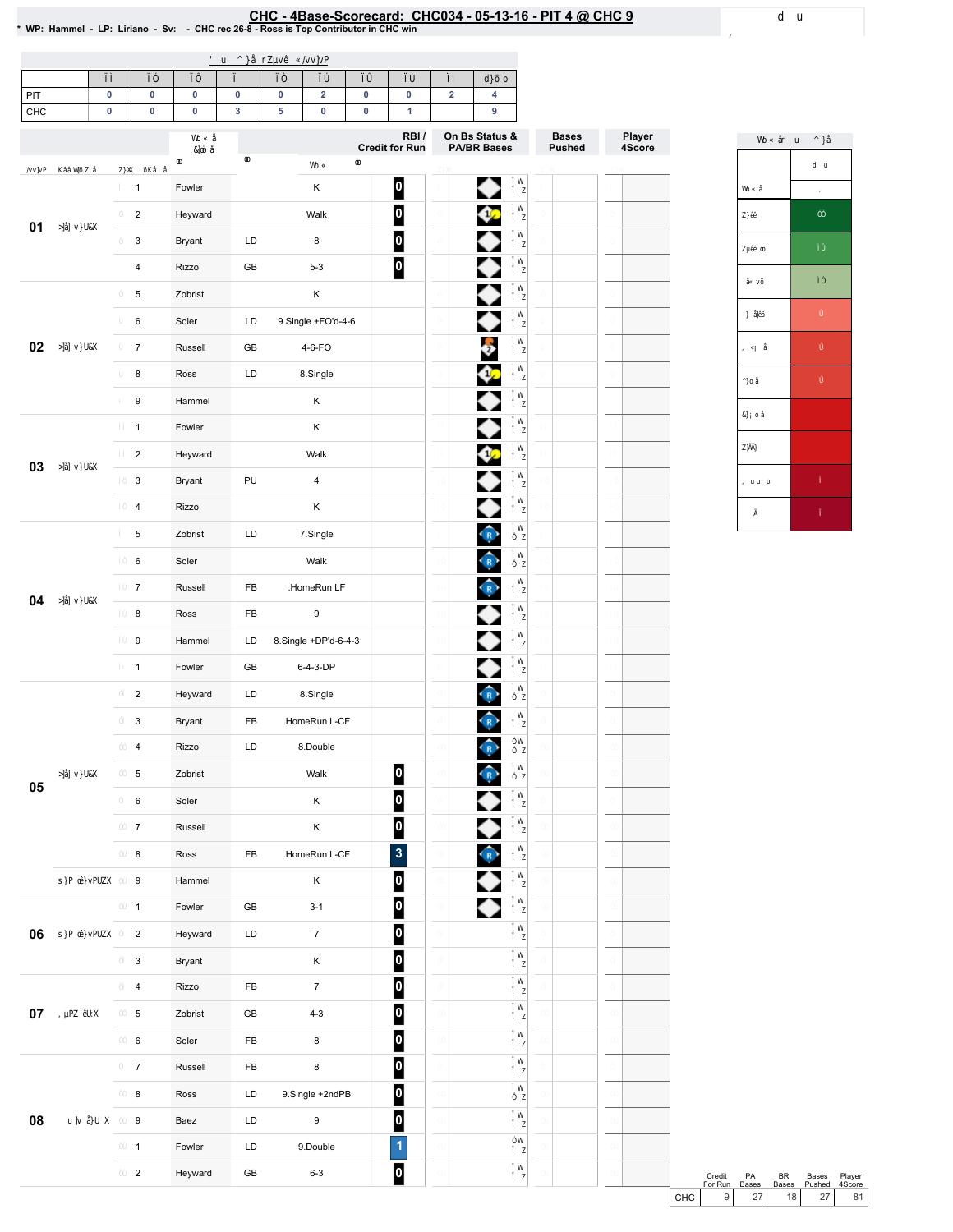# CHC - 4Base-Scorecard: CHC034 - 05-13-16 - PIT 4 @ CHC 9

\* WP: Hammel - LP: Liriano - Sv: - CHC rec 26-8 - Ross is Top Contributor in CHC win

| | 1 | 2 | 3 | 4 | 5 | 6 | 7 | 8 | 9 | Total |
|---|---|---|---|---|---|---|---|---|---|---|
| PIT | 0 | 0 | 0 | 0 | 0 | 2 | 0 | 0 | 2 | 4 |
| CHC | 0 | 0 | 0 | 3 | 5 | 0 | 0 | 1 | | 9 |

| Inning | | # | Player | | Result | RBI / Credit for Run | On Bs Status & PA/BR Bases | Bases Pushed | Player 4Score |
|---|---|---|---|---|---|---|---|---|---|
| 01 | | 1 | Fowler | | K | 0 | | | |
| | | 2 | Heyward | | Walk | 0 | | | |
| | | 3 | Bryant | LD | 8 | 0 | | | |
| | | 4 | Rizzo | GB | 5-3 | 0 | | | |
| 02 | | 5 | Zobrist | | K | | | | |
| | | 6 | Soler | LD | 9.Single +FO'd-4-6 | | | | |
| | | 7 | Russell | GB | 4-6-FO | | | | |
| | | 8 | Ross | LD | 8.Single | | | | |
| | | 9 | Hammel | | K | | | | |
| 03 | | 1 | Fowler | | K | | | | |
| | | 2 | Heyward | | Walk | | | | |
| | | 3 | Bryant | PU | 4 | | | | |
| | | 4 | Rizzo | | K | | | | |
| 04 | | 5 | Zobrist | LD | 7.Single | | | | |
| | | 6 | Soler | | Walk | | | | |
| | | 7 | Russell | FB | .HomeRun LF | | | | |
| | | 8 | Ross | FB | 9 | | | | |
| | | 9 | Hammel | LD | 8.Single +DP'd-6-4-3 | | | | |
| 05 | | 1 | Fowler | GB | 6-4-3-DP | | | | |
| | | 2 | Heyward | LD | 8.Single | | | | |
| | | 3 | Bryant | FB | .HomeRun L-CF | | | | |
| | | 4 | Rizzo | LD | 8.Double | | | | |
| | | 5 | Zobrist | | Walk | 0 | | | |
| | | 6 | Soler | | K | 0 | | | |
| | | 7 | Russell | | K | 0 | | | |
| | | 8 | Ross | FB | .HomeRun L-CF | 3 | | | |
| | | 9 | Hammel | | K | 0 | | | |
| 06 | | 1 | Fowler | GB | 3-1 | 0 | | | |
| | | 2 | Heyward | LD | 7 | 0 | | | |
| | | 3 | Bryant | | K | 0 | | | |
| 07 | | 4 | Rizzo | FB | 7 | 0 | | | |
| | | 5 | Zobrist | GB | 4-3 | 0 | | | |
| | | 6 | Soler | FB | 8 | 0 | | | |
| 08 | | 7 | Russell | FB | 8 | 0 | | | |
| | | 8 | Ross | LD | 9.Single +2ndPB | 0 | | | |
| | | 9 | Baez | LD | 9 | 0 | | | |
| | | 1 | Fowler | LD | 9.Double | 1 | | | |
| | | 2 | Heyward | GB | 6-3 | 0 | | | |

| | Credit For Run | PA Bases | BR Bases | Bases Pushed | Player 4Score |
|---|---|---|---|---|---|
| CHC | 9 | 27 | 18 | 27 | 81 |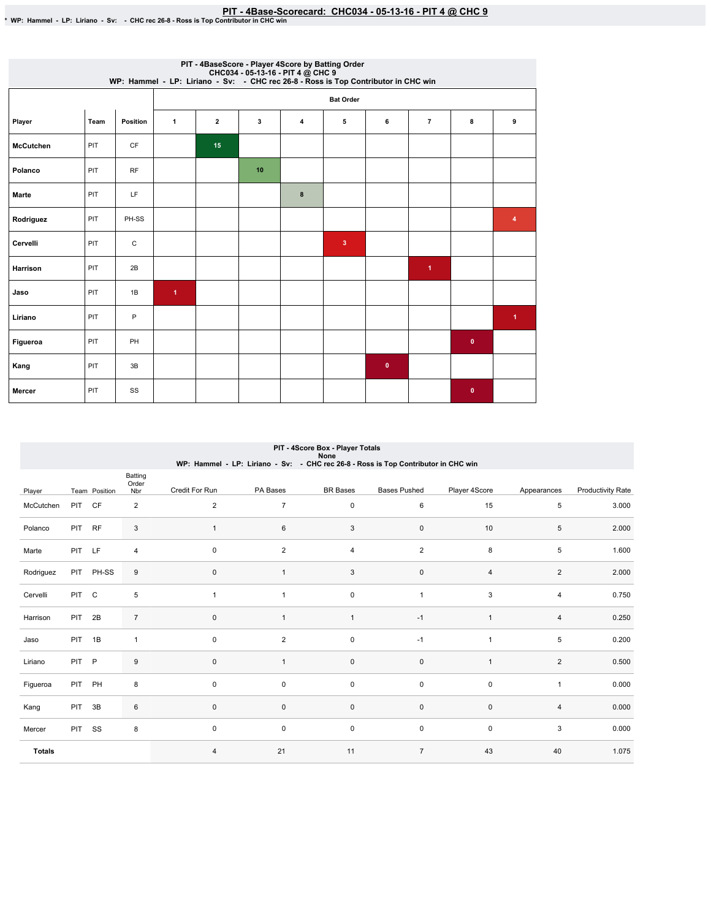# PIT - 4Base-Scorecard: CHC034 - 05-13-16 - PIT 4 @ CHC 9

* WP: Hammel - LP: Liriano - Sv: - CHC rec 26-8 - Ross is Top Contributor in CHC win

## PIT - 4BaseScore - Player 4Score by Batting Order
CHC034 - 05-13-16 - PIT 4 @ CHC 9
WP: Hammel - LP: Liriano - Sv: - CHC rec 26-8 - Ross is Top Contributor in CHC win

| Player | Team | Position | Bat Order 1 | 2 | 3 | 4 | 5 | 6 | 7 | 8 | 9 |
|---|---|---|---|---|---|---|---|---|---|---|---|
| McCutchen | PIT | CF | | 15 | | | | | | | |
| Polanco | PIT | RF | | | 10 | | | | | | |
| Marte | PIT | LF | | | | 8 | | | | | |
| Rodriguez | PIT | PH-SS | | | | | | | | | 4 |
| Cervelli | PIT | C | | | | | 3 | | | | |
| Harrison | PIT | 2B | | | | | | | 1 | | |
| Jaso | PIT | 1B | 1 | | | | | | | | |
| Liriano | PIT | P | | | | | | | | | 1 |
| Figueroa | PIT | PH | | | | | | | | 0 | |
| Kang | PIT | 3B | | | | | | 0 | | | |
| Mercer | PIT | SS | | | | | | | | 0 | |

## PIT - 4Score Box - Player Totals
None
WP: Hammel - LP: Liriano - Sv: - CHC rec 26-8 - Ross is Top Contributor in CHC win

| Player | Team | Position | Batting Order Nbr | Credit For Run | PA Bases | BR Bases | Bases Pushed | Player 4Score | Appearances | Productivity Rate |
|---|---|---|---|---|---|---|---|---|---|---|
| McCutchen | PIT | CF | 2 | 2 | 7 | 0 | 6 | 15 | 5 | 3.000 |
| Polanco | PIT | RF | 3 | 1 | 6 | 3 | 0 | 10 | 5 | 2.000 |
| Marte | PIT | LF | 4 | 0 | 2 | 4 | 2 | 8 | 5 | 1.600 |
| Rodriguez | PIT | PH-SS | 9 | 0 | 1 | 3 | 0 | 4 | 2 | 2.000 |
| Cervelli | PIT | C | 5 | 1 | 1 | 0 | 1 | 3 | 4 | 0.750 |
| Harrison | PIT | 2B | 7 | 0 | 1 | 1 | -1 | 1 | 4 | 0.250 |
| Jaso | PIT | 1B | 1 | 0 | 2 | 0 | -1 | 1 | 5 | 0.200 |
| Liriano | PIT | P | 9 | 0 | 1 | 0 | 0 | 1 | 2 | 0.500 |
| Figueroa | PIT | PH | 8 | 0 | 0 | 0 | 0 | 0 | 1 | 0.000 |
| Kang | PIT | 3B | 6 | 0 | 0 | 0 | 0 | 0 | 4 | 0.000 |
| Mercer | PIT | SS | 8 | 0 | 0 | 0 | 0 | 0 | 3 | 0.000 |
| **Totals** | | | | 4 | 21 | 11 | 7 | 43 | 40 | 1.075 |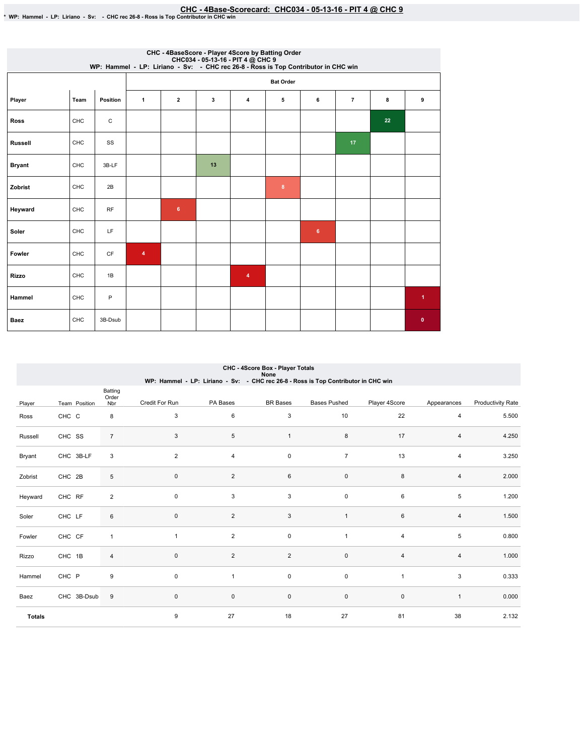# CHC - 4Base-Scorecard: CHC034 - 05-13-16 - PIT 4 @ CHC 9

* WP: Hammel - LP: Liriano - Sv: - CHC rec 26-8 - Ross is Top Contributor in CHC win

## CHC - 4BaseScore - Player 4Score by Batting Order
CHC034 - 05-13-16 - PIT 4 @ CHC 9
WP: Hammel - LP: Liriano - Sv: - CHC rec 26-8 - Ross is Top Contributor in CHC win

| Player | Team | Position | Bat Order 1 | 2 | 3 | 4 | 5 | 6 | 7 | 8 | 9 |
|---|---|---|---|---|---|---|---|---|---|---|---|
| Ross | CHC | C | | | | | | | | 22 | |
| Russell | CHC | SS | | | | | | | 17 | | |
| Bryant | CHC | 3B-LF | | | 13 | | | | | | |
| Zobrist | CHC | 2B | | | | | 8 | | | | |
| Heyward | CHC | RF | | 6 | | | | | | | |
| Soler | CHC | LF | | | | | | 6 | | | |
| Fowler | CHC | CF | 4 | | | | | | | | |
| Rizzo | CHC | 1B | | | | 4 | | | | | |
| Hammel | CHC | P | | | | | | | | | 1 |
| Baez | CHC | 3B-Dsub | | | | | | | | | 0 |

## CHC - 4Score Box - Player Totals
None
WP: Hammel - LP: Liriano - Sv: - CHC rec 26-8 - Ross is Top Contributor in CHC win

| Player | Team | Position | Batting Order Nbr | Credit For Run | PA Bases | BR Bases | Bases Pushed | Player 4Score | Appearances | Productivity Rate |
|---|---|---|---|---|---|---|---|---|---|---|
| Ross | CHC | C | 8 | 3 | 6 | 3 | 10 | 22 | 4 | 5.500 |
| Russell | CHC | SS | 7 | 3 | 5 | 1 | 8 | 17 | 4 | 4.250 |
| Bryant | CHC | 3B-LF | 3 | 2 | 4 | 0 | 7 | 13 | 4 | 3.250 |
| Zobrist | CHC | 2B | 5 | 0 | 2 | 6 | 0 | 8 | 4 | 2.000 |
| Heyward | CHC | RF | 2 | 0 | 3 | 3 | 0 | 6 | 5 | 1.200 |
| Soler | CHC | LF | 6 | 0 | 2 | 3 | 1 | 6 | 4 | 1.500 |
| Fowler | CHC | CF | 1 | 1 | 2 | 0 | 1 | 4 | 5 | 0.800 |
| Rizzo | CHC | 1B | 4 | 0 | 2 | 2 | 0 | 4 | 4 | 1.000 |
| Hammel | CHC | P | 9 | 0 | 1 | 0 | 0 | 1 | 3 | 0.333 |
| Baez | CHC | 3B-Dsub | 9 | 0 | 0 | 0 | 0 | 0 | 1 | 0.000 |
| **Totals** | | | | 9 | 27 | 18 | 27 | 81 | 38 | 2.132 |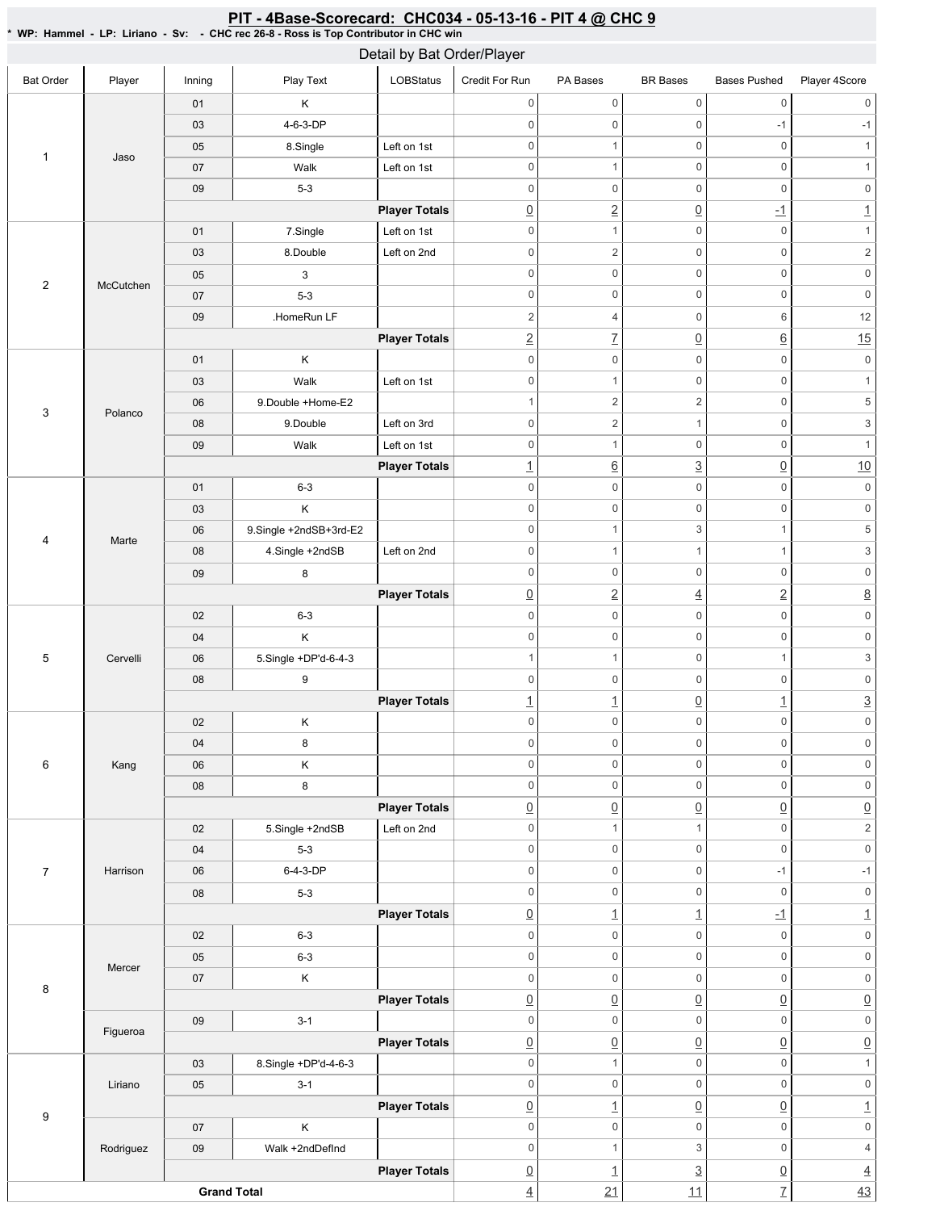# PIT - 4Base-Scorecard: CHC034 - 05-13-16 - PIT 4 @ CHC 9

\* WP: Hammel - LP: Liriano - Sv: - CHC rec 26-8 - Ross is Top Contributor in CHC win

## Detail by Bat Order/Player

| Bat Order | Player | Inning | Play Text | LOBStatus | Credit For Run | PA Bases | BR Bases | Bases Pushed | Player 4Score |
|---|---|---|---|---|---|---|---|---|---|
| 1 | Jaso | 01 | K | | 0 | 0 | 0 | 0 | 0 |
| | | 03 | 4-6-3-DP | | 0 | 0 | 0 | -1 | -1 |
| | | 05 | 8.Single | Left on 1st | 0 | 1 | 0 | 0 | 1 |
| | | 07 | Walk | Left on 1st | 0 | 1 | 0 | 0 | 1 |
| | | 09 | 5-3 | | 0 | 0 | 0 | 0 | 0 |
| | | | | Player Totals | 0 | 2 | 0 | -1 | 1 |
| 2 | McCutchen | 01 | 7.Single | Left on 1st | 0 | 1 | 0 | 0 | 1 |
| | | 03 | 8.Double | Left on 2nd | 0 | 2 | 0 | 0 | 2 |
| | | 05 | 3 | | 0 | 0 | 0 | 0 | 0 |
| | | 07 | 5-3 | | 0 | 0 | 0 | 0 | 0 |
| | | 09 | .HomeRun LF | | 2 | 4 | 0 | 6 | 12 |
| | | | | Player Totals | 2 | 7 | 0 | 6 | 15 |
| 3 | Polanco | 01 | K | | 0 | 0 | 0 | 0 | 0 |
| | | 03 | Walk | Left on 1st | 0 | 1 | 0 | 0 | 1 |
| | | 06 | 9.Double +Home-E2 | | 1 | 2 | 2 | 0 | 5 |
| | | 08 | 9.Double | Left on 3rd | 0 | 2 | 1 | 0 | 3 |
| | | 09 | Walk | Left on 1st | 0 | 1 | 0 | 0 | 1 |
| | | | | Player Totals | 1 | 6 | 3 | 0 | 10 |
| 4 | Marte | 01 | 6-3 | | 0 | 0 | 0 | 0 | 0 |
| | | 03 | K | | 0 | 0 | 0 | 0 | 0 |
| | | 06 | 9.Single +2ndSB+3rd-E2 | | 0 | 1 | 3 | 1 | 5 |
| | | 08 | 4.Single +2ndSB | Left on 2nd | 0 | 1 | 1 | 1 | 3 |
| | | 09 | 8 | | 0 | 0 | 0 | 0 | 0 |
| | | | | Player Totals | 0 | 2 | 4 | 2 | 8 |
| 5 | Cervelli | 02 | 6-3 | | 0 | 0 | 0 | 0 | 0 |
| | | 04 | K | | 0 | 0 | 0 | 0 | 0 |
| | | 06 | 5.Single +DP'd-6-4-3 | | 1 | 1 | 0 | 1 | 3 |
| | | 08 | 9 | | 0 | 0 | 0 | 0 | 0 |
| | | | | Player Totals | 1 | 1 | 0 | 1 | 3 |
| 6 | Kang | 02 | K | | 0 | 0 | 0 | 0 | 0 |
| | | 04 | 8 | | 0 | 0 | 0 | 0 | 0 |
| | | 06 | K | | 0 | 0 | 0 | 0 | 0 |
| | | 08 | 8 | | 0 | 0 | 0 | 0 | 0 |
| | | | | Player Totals | 0 | 0 | 0 | 0 | 0 |
| 7 | Harrison | 02 | 5.Single +2ndSB | Left on 2nd | 0 | 1 | 1 | 0 | 2 |
| | | 04 | 5-3 | | 0 | 0 | 0 | 0 | 0 |
| | | 06 | 6-4-3-DP | | 0 | 0 | 0 | -1 | -1 |
| | | 08 | 5-3 | | 0 | 0 | 0 | 0 | 0 |
| | | | | Player Totals | 0 | 1 | 1 | -1 | 1 |
| 8 | Mercer | 02 | 6-3 | | 0 | 0 | 0 | 0 | 0 |
| | | 05 | 6-3 | | 0 | 0 | 0 | 0 | 0 |
| | | 07 | K | | 0 | 0 | 0 | 0 | 0 |
| | | | | Player Totals | 0 | 0 | 0 | 0 | 0 |
| | Figueroa | 09 | 3-1 | | 0 | 0 | 0 | 0 | 0 |
| | | | | Player Totals | 0 | 0 | 0 | 0 | 0 |
| 9 | Liriano | 03 | 8.Single +DP'd-4-6-3 | | 0 | 1 | 0 | 0 | 1 |
| | | 05 | 3-1 | | 0 | 0 | 0 | 0 | 0 |
| | | | | Player Totals | 0 | 1 | 0 | 0 | 1 |
| | Rodriguez | 07 | K | | 0 | 0 | 0 | 0 | 0 |
| | | 09 | Walk +2ndDefInd | | 0 | 1 | 3 | 0 | 4 |
| | | | | Player Totals | 0 | 1 | 3 | 0 | 4 |
| Grand Total | | | | | 4 | 21 | 11 | 7 | 43 |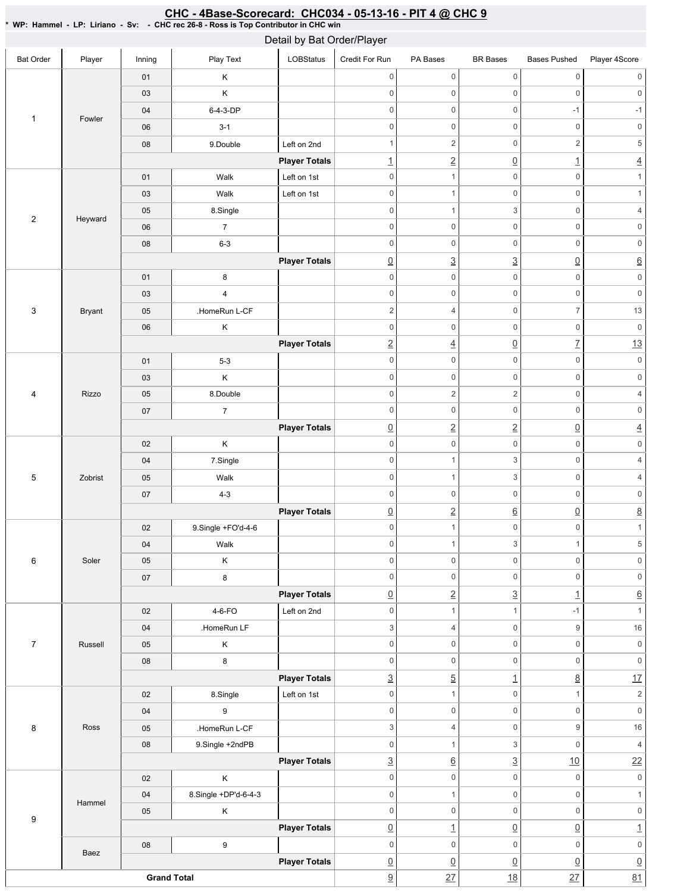## CHC - 4Base-Scorecard: CHC034 - 05-13-16 - PIT 4 @ CHC 9

**\* WP: Hammel - LP: Liriano - Sv: - CHC rec 26-8 - Ross is Top Contributor in CHC win**

### Detail by Bat Order/Player

| Bat Order | Player | Inning | Play Text | LOBStatus | Credit For Run | PA Bases | BR Bases | Bases Pushed | Player 4Score |
|---|---|---|---|---|---|---|---|---|---|
| 1 | Fowler | 01 | K | | 0 | 0 | 0 | 0 | 0 |
| | | 03 | K | | 0 | 0 | 0 | 0 | 0 |
| | | 04 | 6-4-3-DP | | 0 | 0 | 0 | -1 | -1 |
| | | 06 | 3-1 | | 0 | 0 | 0 | 0 | 0 |
| | | 08 | 9.Double | Left on 2nd | 1 | 2 | 0 | 2 | 5 |
| | | | | **Player Totals** | 1 | 2 | 0 | 1 | 4 |
| 2 | Heyward | 01 | Walk | Left on 1st | 0 | 1 | 0 | 0 | 1 |
| | | 03 | Walk | Left on 1st | 0 | 1 | 0 | 0 | 1 |
| | | 05 | 8.Single | | 0 | 1 | 3 | 0 | 4 |
| | | 06 | 7 | | 0 | 0 | 0 | 0 | 0 |
| | | 08 | 6-3 | | 0 | 0 | 0 | 0 | 0 |
| | | | | **Player Totals** | 0 | 3 | 3 | 0 | 6 |
| 3 | Bryant | 01 | 8 | | 0 | 0 | 0 | 0 | 0 |
| | | 03 | 4 | | 0 | 0 | 0 | 0 | 0 |
| | | 05 | .HomeRun L-CF | | 2 | 4 | 0 | 7 | 13 |
| | | 06 | K | | 0 | 0 | 0 | 0 | 0 |
| | | | | **Player Totals** | 2 | 4 | 0 | 7 | 13 |
| 4 | Rizzo | 01 | 5-3 | | 0 | 0 | 0 | 0 | 0 |
| | | 03 | K | | 0 | 0 | 0 | 0 | 0 |
| | | 05 | 8.Double | | 0 | 2 | 2 | 0 | 4 |
| | | 07 | 7 | | 0 | 0 | 0 | 0 | 0 |
| | | | | **Player Totals** | 0 | 2 | 2 | 0 | 4 |
| 5 | Zobrist | 02 | K | | 0 | 0 | 0 | 0 | 0 |
| | | 04 | 7.Single | | 0 | 1 | 3 | 0 | 4 |
| | | 05 | Walk | | 0 | 1 | 3 | 0 | 4 |
| | | 07 | 4-3 | | 0 | 0 | 0 | 0 | 0 |
| | | | | **Player Totals** | 0 | 2 | 6 | 0 | 8 |
| 6 | Soler | 02 | 9.Single +FO'd-4-6 | | 0 | 1 | 0 | 0 | 1 |
| | | 04 | Walk | | 0 | 1 | 3 | 1 | 5 |
| | | 05 | K | | 0 | 0 | 0 | 0 | 0 |
| | | 07 | 8 | | 0 | 0 | 0 | 0 | 0 |
| | | | | **Player Totals** | 0 | 2 | 3 | 1 | 6 |
| 7 | Russell | 02 | 4-6-FO | Left on 2nd | 0 | 1 | 1 | -1 | 1 |
| | | 04 | .HomeRun LF | | 3 | 4 | 0 | 9 | 16 |
| | | 05 | K | | 0 | 0 | 0 | 0 | 0 |
| | | 08 | 8 | | 0 | 0 | 0 | 0 | 0 |
| | | | | **Player Totals** | 3 | 5 | 1 | 8 | 17 |
| 8 | Ross | 02 | 8.Single | Left on 1st | 0 | 1 | 0 | 1 | 2 |
| | | 04 | 9 | | 0 | 0 | 0 | 0 | 0 |
| | | 05 | .HomeRun L-CF | | 3 | 4 | 0 | 9 | 16 |
| | | 08 | 9.Single +2ndPB | | 0 | 1 | 3 | 0 | 4 |
| | | | | **Player Totals** | 3 | 6 | 3 | 10 | 22 |
| 9 | Hammel | 02 | K | | 0 | 0 | 0 | 0 | 0 |
| | | 04 | 8.Single +DP'd-6-4-3 | | 0 | 1 | 0 | 0 | 1 |
| | | 05 | K | | 0 | 0 | 0 | 0 | 0 |
| | | | | **Player Totals** | 0 | 1 | 0 | 0 | 1 |
| | Baez | 08 | 9 | | 0 | 0 | 0 | 0 | 0 |
| | | | | **Player Totals** | 0 | 0 | 0 | 0 | 0 |
| **Grand Total** | | | | | 9 | 27 | 18 | 27 | 81 |